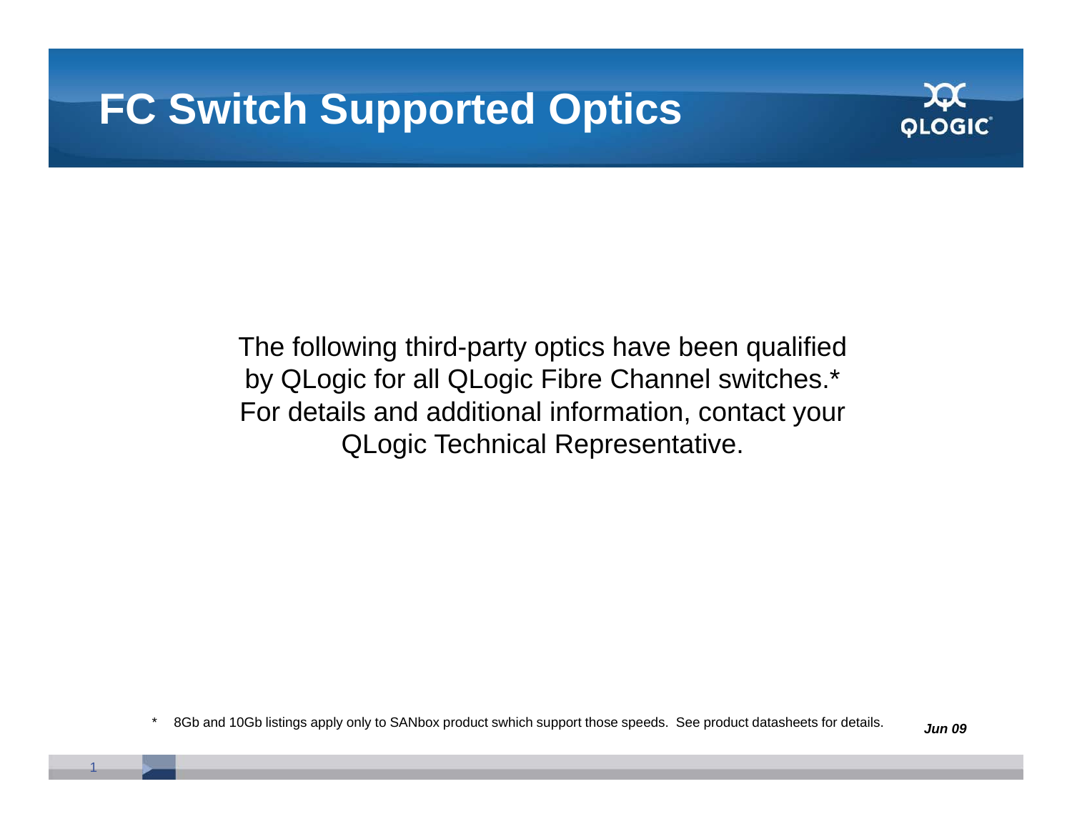# FC Switch Supported Optics

The following third-party optics have been qualified by QLogic for all QLogic Fibre Channel switches.* For details and additional information, contact your QLogic Technical Representative.

\* 8Gb and 10Gb listings apply only to SANbox product swhich support those speeds. See product datasheets for details.

***Jun 09***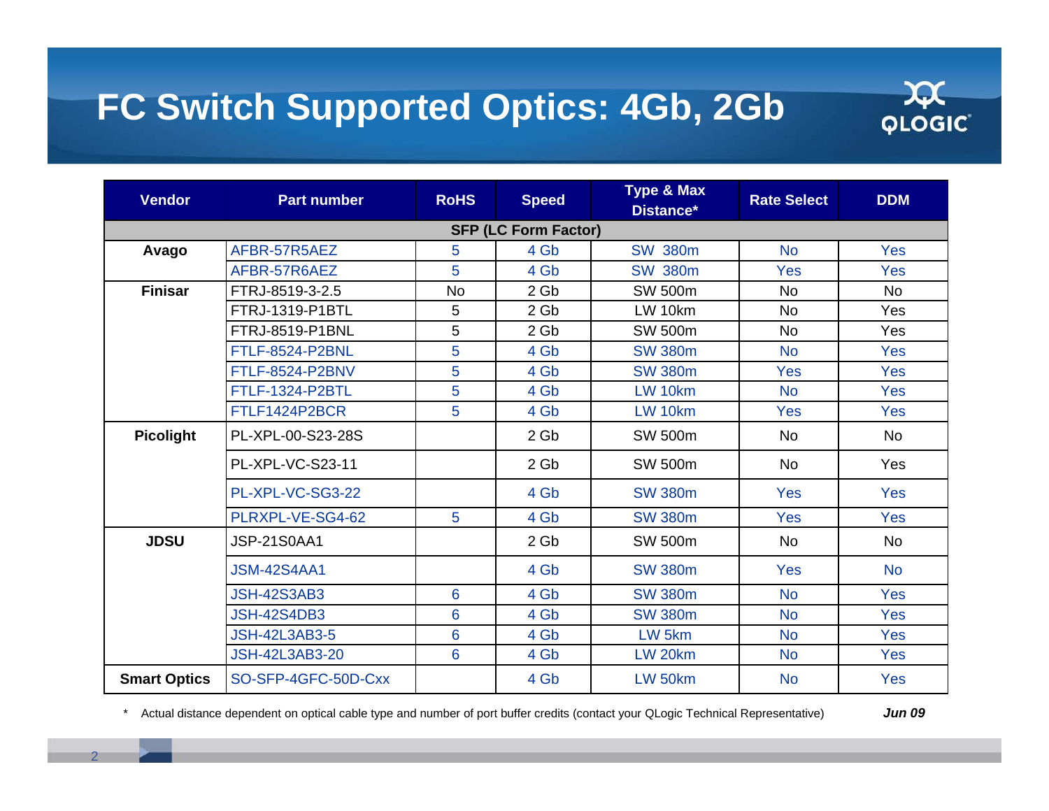# FC Switch Supported Optics: 4Gb, 2Gb

| Vendor | Part number | RoHS | Speed | Type & Max Distance* | Rate Select | DDM |
|---|---|---|---|---|---|---|
| **SFP (LC Form Factor)** | | | | | | |
| **Avago** | AFBR-57R5AEZ | 5 | 4 Gb | SW 380m | No | Yes |
| | AFBR-57R6AEZ | 5 | 4 Gb | SW 380m | Yes | Yes |
| **Finisar** | FTRJ-8519-3-2.5 | No | 2 Gb | SW 500m | No | No |
| | FTRJ-1319-P1BTL | 5 | 2 Gb | LW 10km | No | Yes |
| | FTRJ-8519-P1BNL | 5 | 2 Gb | SW 500m | No | Yes |
| | FTLF-8524-P2BNL | 5 | 4 Gb | SW 380m | No | Yes |
| | FTLF-8524-P2BNV | 5 | 4 Gb | SW 380m | Yes | Yes |
| | FTLF-1324-P2BTL | 5 | 4 Gb | LW 10km | No | Yes |
| | FTLF1424P2BCR | 5 | 4 Gb | LW 10km | Yes | Yes |
| **Picolight** | PL-XPL-00-S23-28S | | 2 Gb | SW 500m | No | No |
| | PL-XPL-VC-S23-11 | | 2 Gb | SW 500m | No | Yes |
| | PL-XPL-VC-SG3-22 | | 4 Gb | SW 380m | Yes | Yes |
| | PLRXPL-VE-SG4-62 | 5 | 4 Gb | SW 380m | Yes | Yes |
| **JDSU** | JSP-21S0AA1 | | 2 Gb | SW 500m | No | No |
| | JSM-42S4AA1 | | 4 Gb | SW 380m | Yes | No |
| | JSH-42S3AB3 | 6 | 4 Gb | SW 380m | No | Yes |
| | JSH-42S4DB3 | 6 | 4 Gb | SW 380m | No | Yes |
| | JSH-42L3AB3-5 | 6 | 4 Gb | LW 5km | No | Yes |
| | JSH-42L3AB3-20 | 6 | 4 Gb | LW 20km | No | Yes |
| **Smart Optics** | SO-SFP-4GFC-50D-Cxx | | 4 Gb | LW 50km | No | Yes |

\* Actual distance dependent on optical cable type and number of port buffer credits (contact your QLogic Technical Representative)

***Jun 09***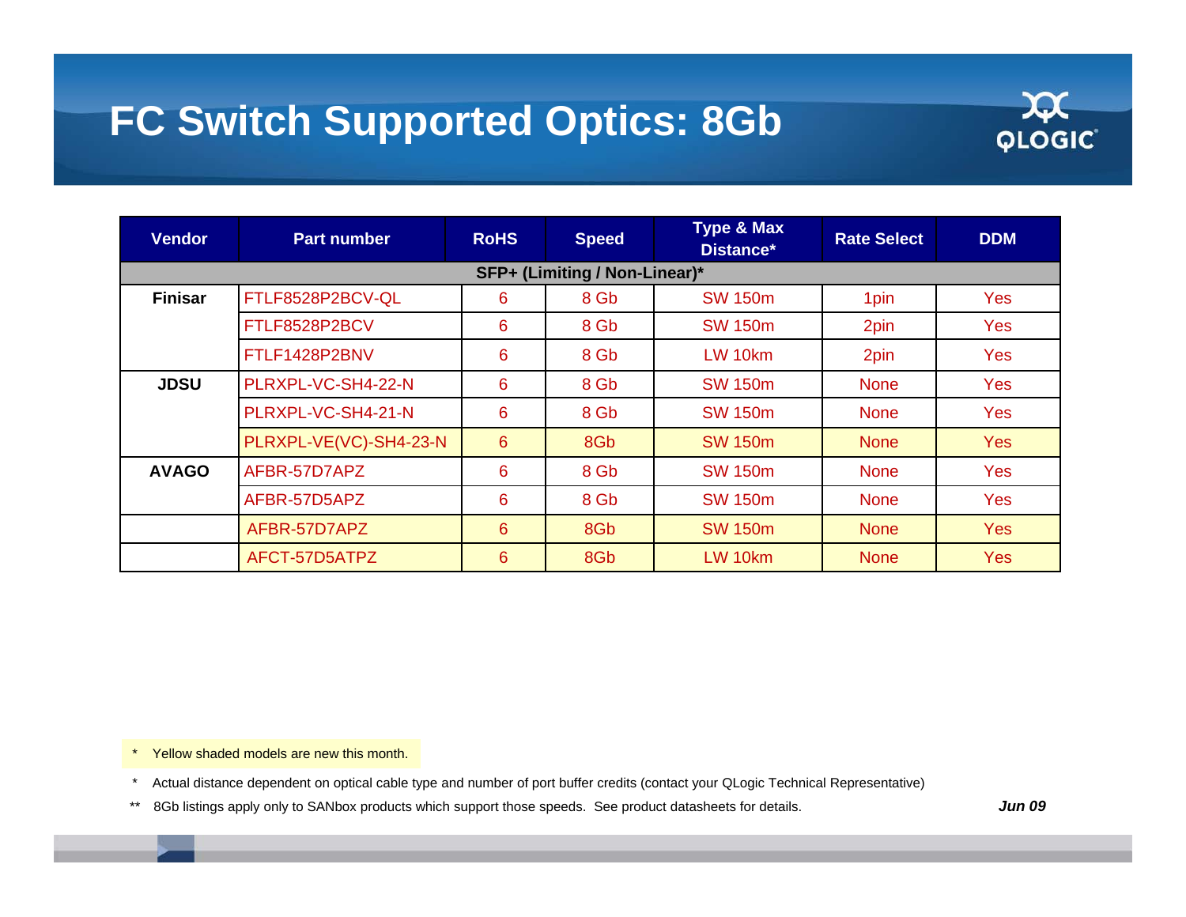# FC Switch Supported Optics: 8Gb

| Vendor | Part number | RoHS | Speed | Type & Max Distance* | Rate Select | DDM |
|---|---|---|---|---|---|---|
| **SFP+ (Limiting / Non-Linear)*** | | | | | | |
| **Finisar** | FTLF8528P2BCV-QL | 6 | 8 Gb | SW 150m | 1pin | Yes |
| | FTLF8528P2BCV | 6 | 8 Gb | SW 150m | 2pin | Yes |
| | FTLF1428P2BNV | 6 | 8 Gb | LW 10km | 2pin | Yes |
| **JDSU** | PLRXPL-VC-SH4-22-N | 6 | 8 Gb | SW 150m | None | Yes |
| | PLRXPL-VC-SH4-21-N | 6 | 8 Gb | SW 150m | None | Yes |
| | PLRXPL-VE(VC)-SH4-23-N | 6 | 8Gb | SW 150m | None | Yes |
| **AVAGO** | AFBR-57D7APZ | 6 | 8 Gb | SW 150m | None | Yes |
| | AFBR-57D5APZ | 6 | 8 Gb | SW 150m | None | Yes |
| | AFBR-57D7APZ | 6 | 8Gb | SW 150m | None | Yes |
| | AFCT-57D5ATPZ | 6 | 8Gb | LW 10km | None | Yes |

\* Yellow shaded models are new this month.

\* Actual distance dependent on optical cable type and number of port buffer credits (contact your QLogic Technical Representative)

\** 8Gb listings apply only to SANbox products which support those speeds. See product datasheets for details.

***Jun 09***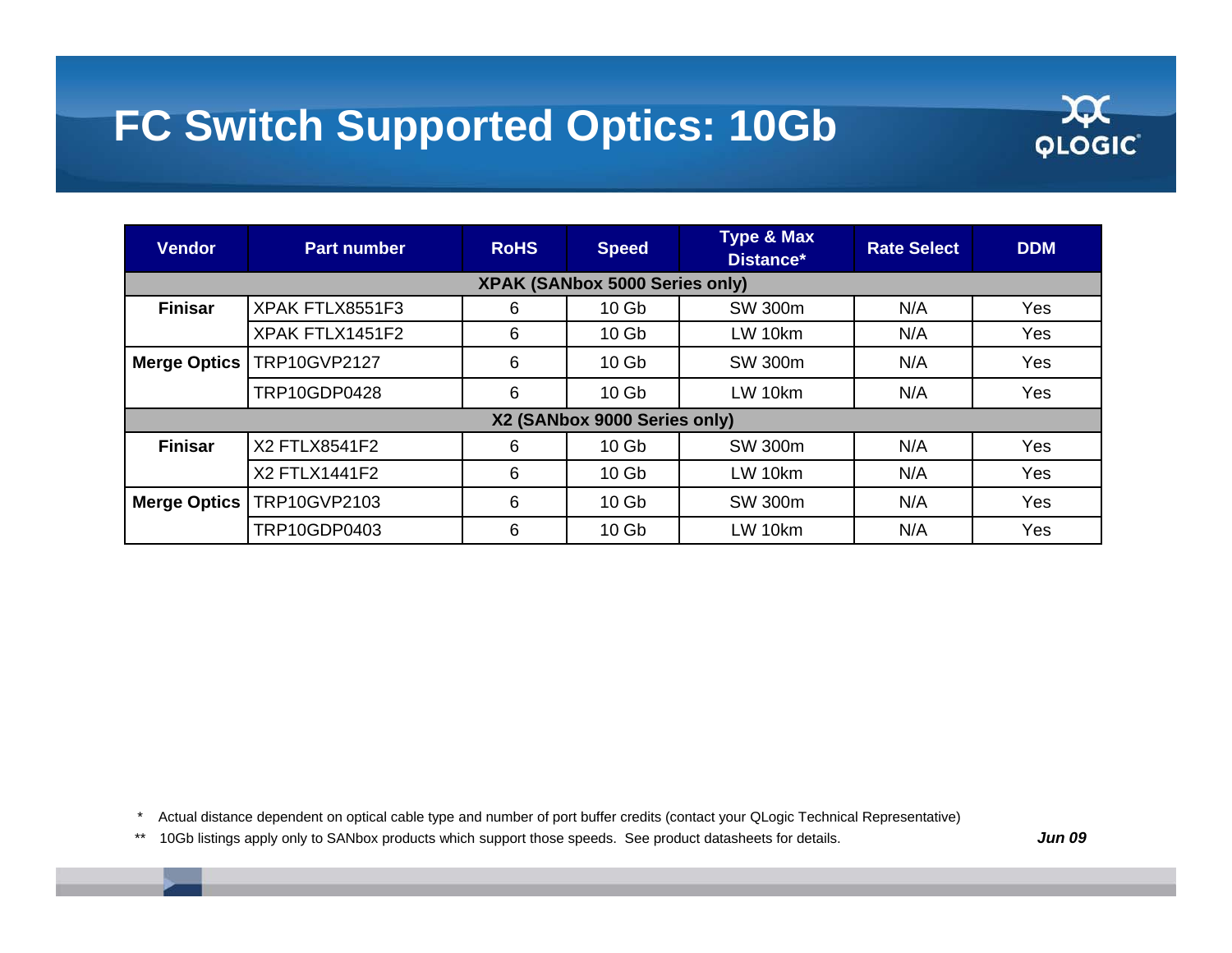# FC Switch Supported Optics: 10Gb

| Vendor | Part number | RoHS | Speed | Type & Max Distance* | Rate Select | DDM |
|---|---|---|---|---|---|---|
| **XPAK (SANbox 5000 Series only)** | | | | | | |
| **Finisar** | XPAK FTLX8551F3 | 6 | 10 Gb | SW 300m | N/A | Yes |
| | XPAK FTLX1451F2 | 6 | 10 Gb | LW 10km | N/A | Yes |
| **Merge Optics** | TRP10GVP2127 | 6 | 10 Gb | SW 300m | N/A | Yes |
| | TRP10GDP0428 | 6 | 10 Gb | LW 10km | N/A | Yes |
| **X2 (SANbox 9000 Series only)** | | | | | | |
| **Finisar** | X2 FTLX8541F2 | 6 | 10 Gb | SW 300m | N/A | Yes |
| | X2 FTLX1441F2 | 6 | 10 Gb | LW 10km | N/A | Yes |
| **Merge Optics** | TRP10GVP2103 | 6 | 10 Gb | SW 300m | N/A | Yes |
| | TRP10GDP0403 | 6 | 10 Gb | LW 10km | N/A | Yes |

\* Actual distance dependent on optical cable type and number of port buffer credits (contact your QLogic Technical Representative)

\*\* 10Gb listings apply only to SANbox products which support those speeds. See product datasheets for details.

***Jun 09***